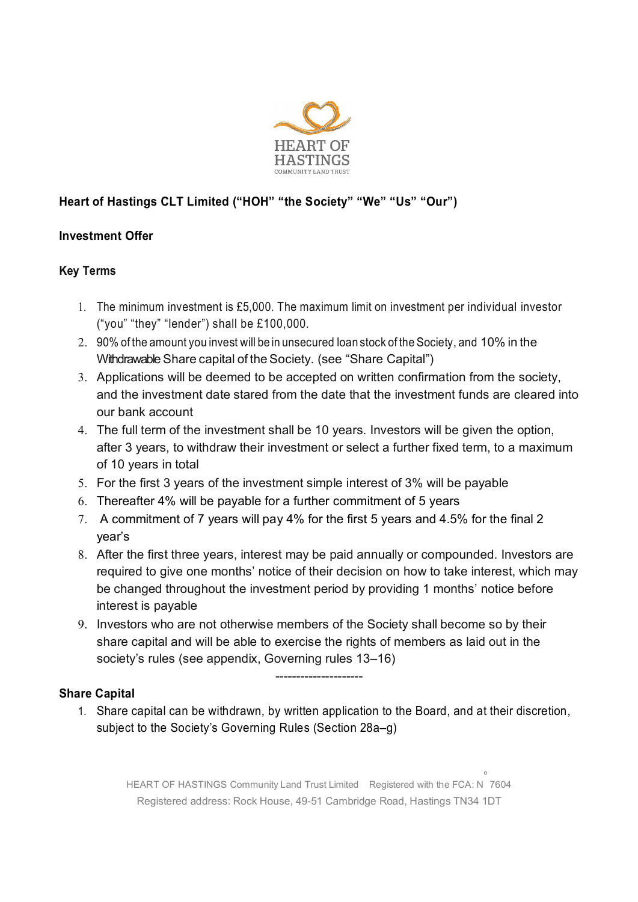**Heart of Hastings CLT Limited ("HOH" "the Society" "We" "Us" "Our")**

**Investment Offer**

**Key Terms**

1. The minimum investment is £5,000. The maximum limit on investment per individual investor ("you" "they" "lender") shall be £100,000.
2. 90% of the amount you invest will be in unsecured loan stock of the Society, and 10% in the Withdrawable Share capital of the Society. (see "Share Capital")
3. Applications will be deemed to be accepted on written confirmation from the society, and the investment date stared from the date that the investment funds are cleared into our bank account
4. The full term of the investment shall be 10 years. Investors will be given the option, after 3 years, to withdraw their investment or select a further fixed term, to a maximum of 10 years in total
5. For the first 3 years of the investment simple interest of 3% will be payable
6. Thereafter 4% will be payable for a further commitment of 5 years
7. A commitment of 7 years will pay 4% for the first 5 years and 4.5% for the final 2 year's
8. After the first three years, interest may be paid annually or compounded. Investors are required to give one months' notice of their decision on how to take interest, which may be changed throughout the investment period by providing 1 months' notice before interest is payable
9. Investors who are not otherwise members of the Society shall become so by their share capital and will be able to exercise the rights of members as laid out in the society's rules (see appendix, Governing rules 13–16)

---------------------

**Share Capital**

1. Share capital can be withdrawn, by written application to the Board, and at their discretion, subject to the Society's Governing Rules (Section 28a–g)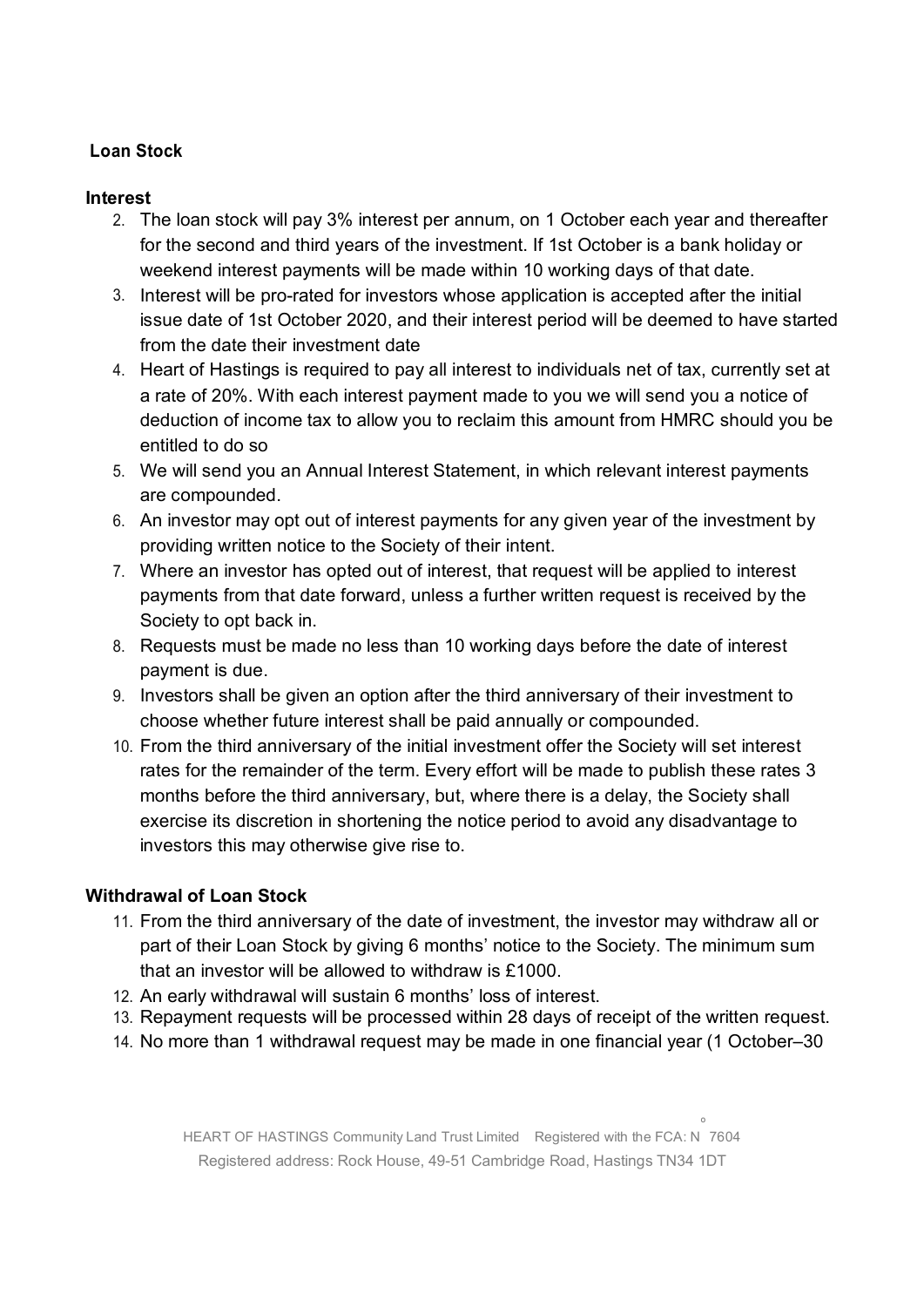**Loan Stock**

**Interest**

2. The loan stock will pay 3% interest per annum, on 1 October each year and thereafter for the second and third years of the investment. If 1st October is a bank holiday or weekend interest payments will be made within 10 working days of that date.
3. Interest will be pro-rated for investors whose application is accepted after the initial issue date of 1st October 2020, and their interest period will be deemed to have started from the date their investment date
4. Heart of Hastings is required to pay all interest to individuals net of tax, currently set at a rate of 20%. With each interest payment made to you we will send you a notice of deduction of income tax to allow you to reclaim this amount from HMRC should you be entitled to do so
5. We will send you an Annual Interest Statement, in which relevant interest payments are compounded.
6. An investor may opt out of interest payments for any given year of the investment by providing written notice to the Society of their intent.
7. Where an investor has opted out of interest, that request will be applied to interest payments from that date forward, unless a further written request is received by the Society to opt back in.
8. Requests must be made no less than 10 working days before the date of interest payment is due.
9. Investors shall be given an option after the third anniversary of their investment to choose whether future interest shall be paid annually or compounded.
10. From the third anniversary of the initial investment offer the Society will set interest rates for the remainder of the term. Every effort will be made to publish these rates 3 months before the third anniversary, but, where there is a delay, the Society shall exercise its discretion in shortening the notice period to avoid any disadvantage to investors this may otherwise give rise to.

**Withdrawal of Loan Stock**

11. From the third anniversary of the date of investment, the investor may withdraw all or part of their Loan Stock by giving 6 months' notice to the Society. The minimum sum that an investor will be allowed to withdraw is £1000.
12. An early withdrawal will sustain 6 months' loss of interest.
13. Repayment requests will be processed within 28 days of receipt of the written request.
14. No more than 1 withdrawal request may be made in one financial year (1 October–30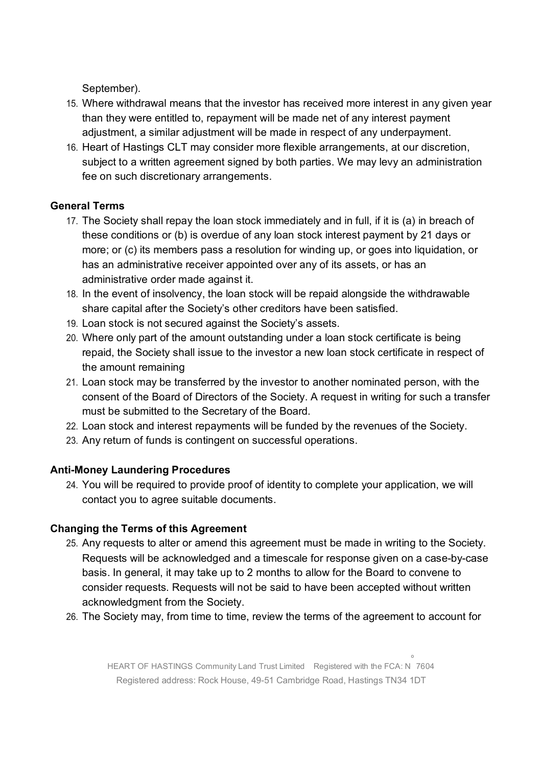September).

15. Where withdrawal means that the investor has received more interest in any given year than they were entitled to, repayment will be made net of any interest payment adjustment, a similar adjustment will be made in respect of any underpayment.
16. Heart of Hastings CLT may consider more flexible arrangements, at our discretion, subject to a written agreement signed by both parties. We may levy an administration fee on such discretionary arrangements.

**General Terms**

17. The Society shall repay the loan stock immediately and in full, if it is (a) in breach of these conditions or (b) is overdue of any loan stock interest payment by 21 days or more; or (c) its members pass a resolution for winding up, or goes into liquidation, or has an administrative receiver appointed over any of its assets, or has an administrative order made against it.
18. In the event of insolvency, the loan stock will be repaid alongside the withdrawable share capital after the Society's other creditors have been satisfied.
19. Loan stock is not secured against the Society's assets.
20. Where only part of the amount outstanding under a loan stock certificate is being repaid, the Society shall issue to the investor a new loan stock certificate in respect of the amount remaining
21. Loan stock may be transferred by the investor to another nominated person, with the consent of the Board of Directors of the Society. A request in writing for such a transfer must be submitted to the Secretary of the Board.
22. Loan stock and interest repayments will be funded by the revenues of the Society.
23. Any return of funds is contingent on successful operations.

**Anti-Money Laundering Procedures**

24. You will be required to provide proof of identity to complete your application, we will contact you to agree suitable documents.

**Changing the Terms of this Agreement**

25. Any requests to alter or amend this agreement must be made in writing to the Society. Requests will be acknowledged and a timescale for response given on a case-by-case basis. In general, it may take up to 2 months to allow for the Board to convene to consider requests. Requests will not be said to have been accepted without written acknowledgment from the Society.
26. The Society may, from time to time, review the terms of the agreement to account for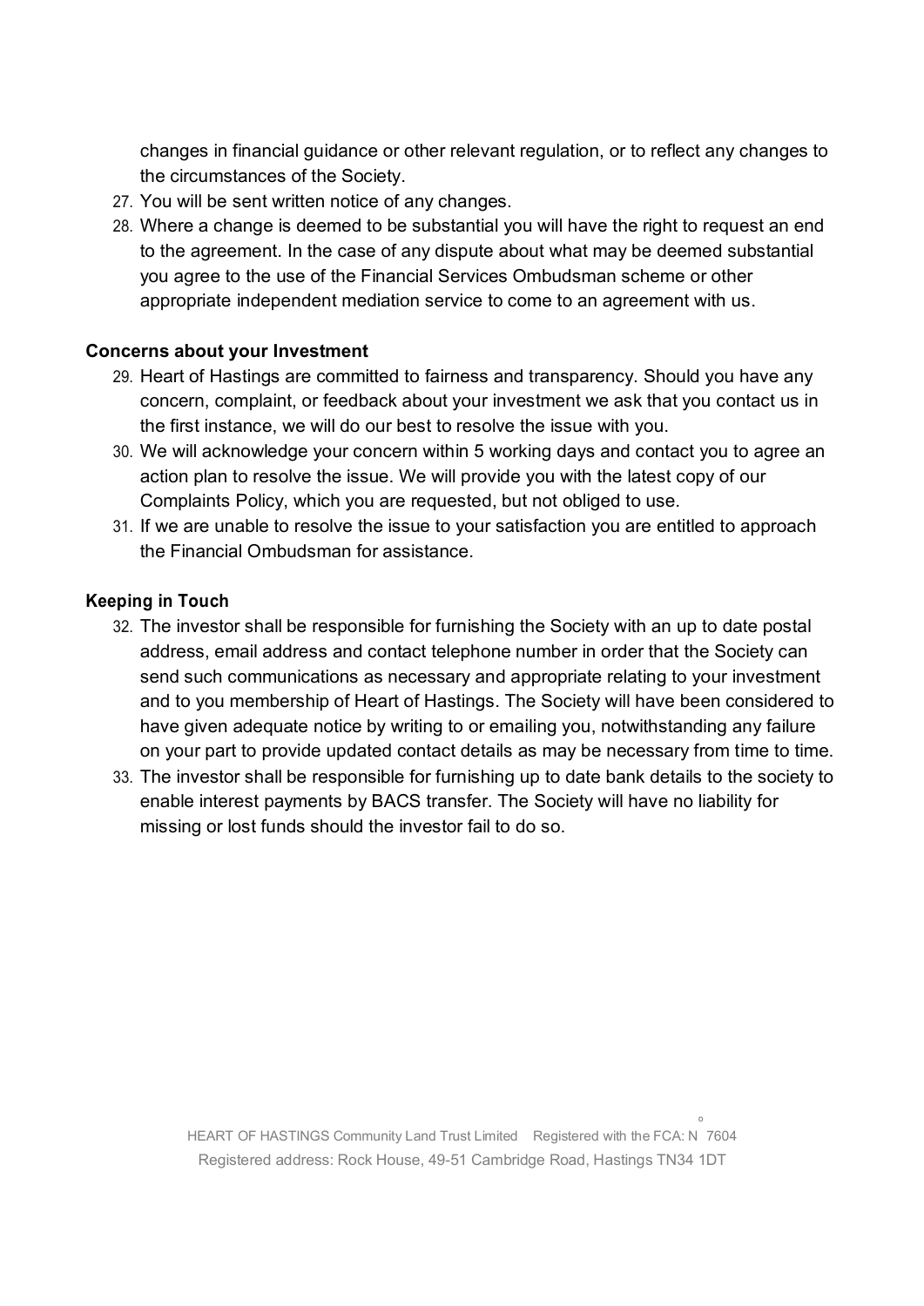changes in financial guidance or other relevant regulation, or to reflect any changes to the circumstances of the Society.

27. You will be sent written notice of any changes.
28. Where a change is deemed to be substantial you will have the right to request an end to the agreement. In the case of any dispute about what may be deemed substantial you agree to the use of the Financial Services Ombudsman scheme or other appropriate independent mediation service to come to an agreement with us.

**Concerns about your Investment**

29. Heart of Hastings are committed to fairness and transparency. Should you have any concern, complaint, or feedback about your investment we ask that you contact us in the first instance, we will do our best to resolve the issue with you.
30. We will acknowledge your concern within 5 working days and contact you to agree an action plan to resolve the issue. We will provide you with the latest copy of our Complaints Policy, which you are requested, but not obliged to use.
31. If we are unable to resolve the issue to your satisfaction you are entitled to approach the Financial Ombudsman for assistance.

**Keeping in Touch**

32. The investor shall be responsible for furnishing the Society with an up to date postal address, email address and contact telephone number in order that the Society can send such communications as necessary and appropriate relating to your investment and to you membership of Heart of Hastings. The Society will have been considered to have given adequate notice by writing to or emailing you, notwithstanding any failure on your part to provide updated contact details as may be necessary from time to time.
33. The investor shall be responsible for furnishing up to date bank details to the society to enable interest payments by BACS transfer. The Society will have no liability for missing or lost funds should the investor fail to do so.